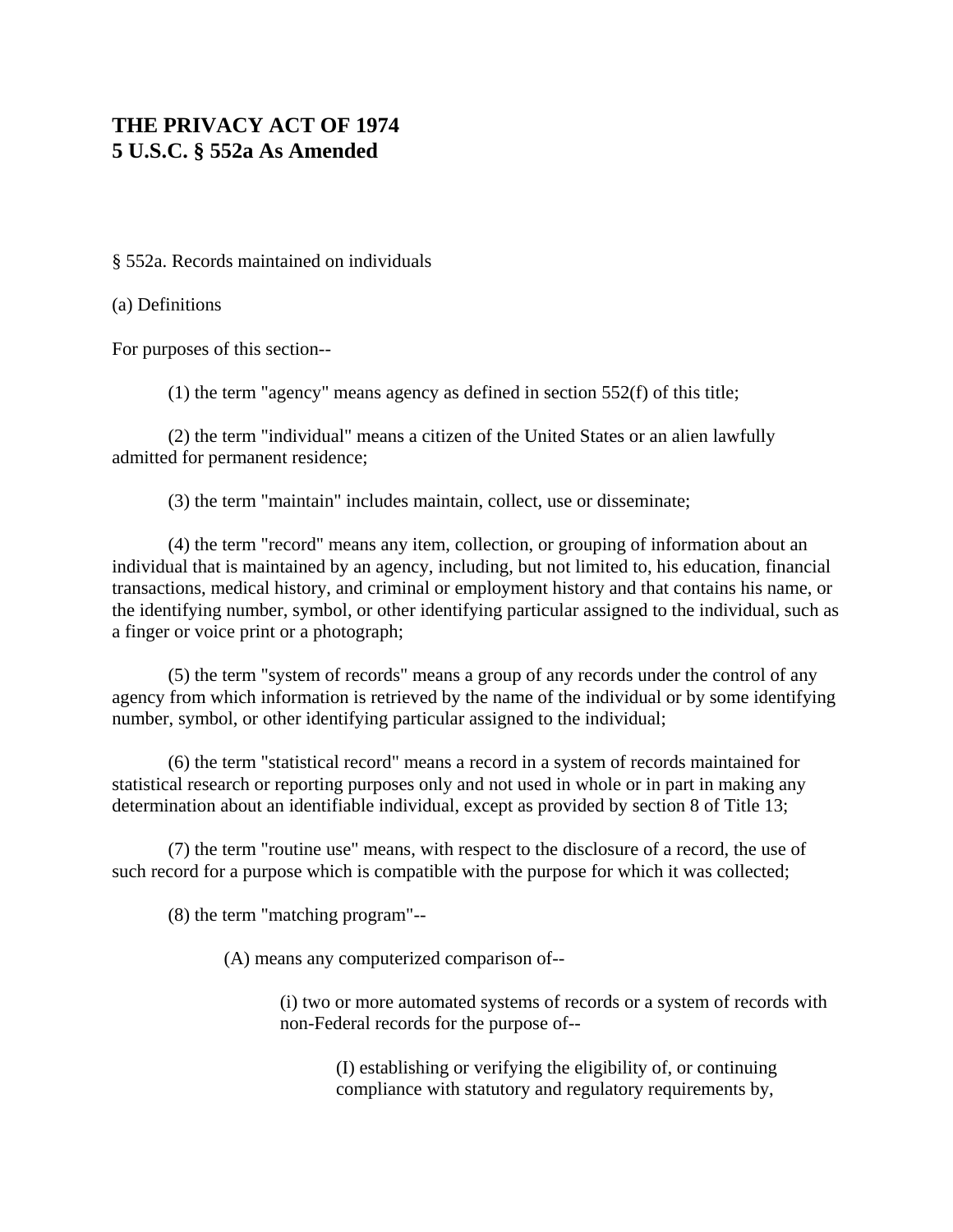# THE PRIVACY ACT OF 1974
# 5 U.S.C. § 552a As Amended

§ 552a. Records maintained on individuals

(a) Definitions

For purposes of this section--

(1) the term "agency" means agency as defined in section 552(f) of this title;

(2) the term "individual" means a citizen of the United States or an alien lawfully admitted for permanent residence;

(3) the term "maintain" includes maintain, collect, use or disseminate;

(4) the term "record" means any item, collection, or grouping of information about an individual that is maintained by an agency, including, but not limited to, his education, financial transactions, medical history, and criminal or employment history and that contains his name, or the identifying number, symbol, or other identifying particular assigned to the individual, such as a finger or voice print or a photograph;

(5) the term "system of records" means a group of any records under the control of any agency from which information is retrieved by the name of the individual or by some identifying number, symbol, or other identifying particular assigned to the individual;

(6) the term "statistical record" means a record in a system of records maintained for statistical research or reporting purposes only and not used in whole or in part in making any determination about an identifiable individual, except as provided by section 8 of Title 13;

(7) the term "routine use" means, with respect to the disclosure of a record, the use of such record for a purpose which is compatible with the purpose for which it was collected;

(8) the term "matching program"--

(A) means any computerized comparison of--

(i) two or more automated systems of records or a system of records with non-Federal records for the purpose of--

(I) establishing or verifying the eligibility of, or continuing compliance with statutory and regulatory requirements by,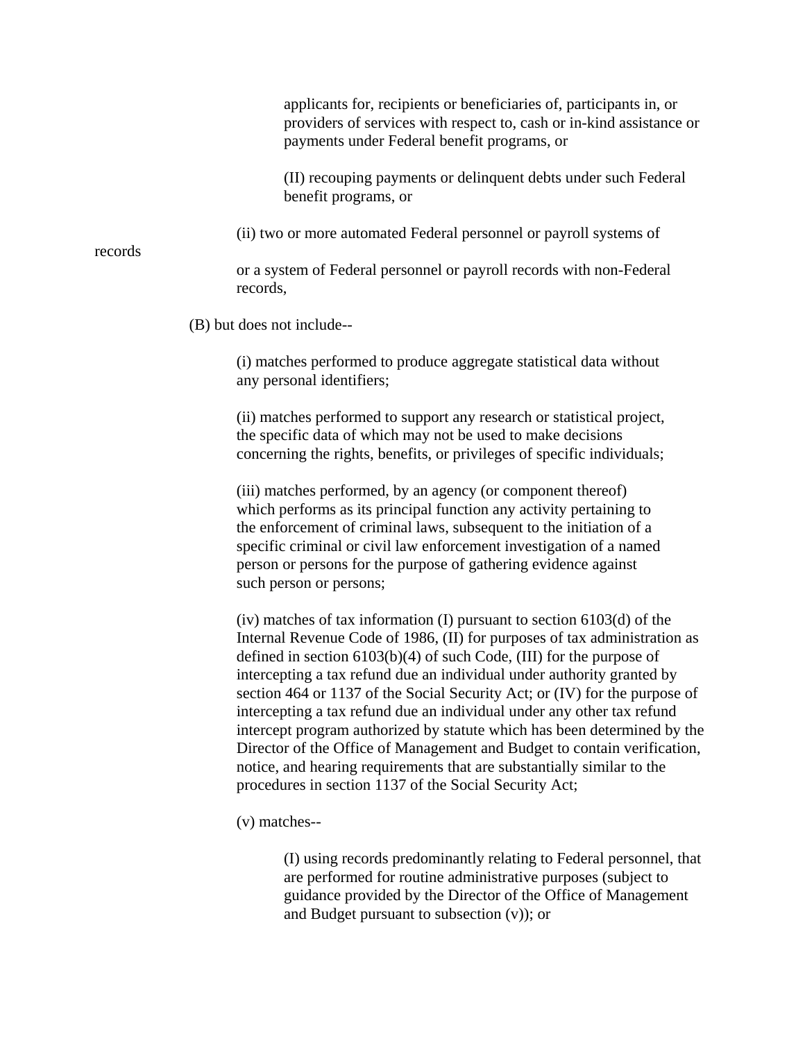applicants for, recipients or beneficiaries of, participants in, or providers of services with respect to, cash or in-kind assistance or payments under Federal benefit programs, or

(II) recouping payments or delinquent debts under such Federal benefit programs, or

(ii) two or more automated Federal personnel or payroll systems of records or a system of Federal personnel or payroll records with non-Federal records,

(B) but does not include--

(i) matches performed to produce aggregate statistical data without any personal identifiers;

(ii) matches performed to support any research or statistical project, the specific data of which may not be used to make decisions concerning the rights, benefits, or privileges of specific individuals;

(iii) matches performed, by an agency (or component thereof) which performs as its principal function any activity pertaining to the enforcement of criminal laws, subsequent to the initiation of a specific criminal or civil law enforcement investigation of a named person or persons for the purpose of gathering evidence against such person or persons;

(iv) matches of tax information (I) pursuant to section 6103(d) of the Internal Revenue Code of 1986, (II) for purposes of tax administration as defined in section 6103(b)(4) of such Code, (III) for the purpose of intercepting a tax refund due an individual under authority granted by section 464 or 1137 of the Social Security Act; or (IV) for the purpose of intercepting a tax refund due an individual under any other tax refund intercept program authorized by statute which has been determined by the Director of the Office of Management and Budget to contain verification, notice, and hearing requirements that are substantially similar to the procedures in section 1137 of the Social Security Act;

(v) matches--

(I) using records predominantly relating to Federal personnel, that are performed for routine administrative purposes (subject to guidance provided by the Director of the Office of Management and Budget pursuant to subsection (v)); or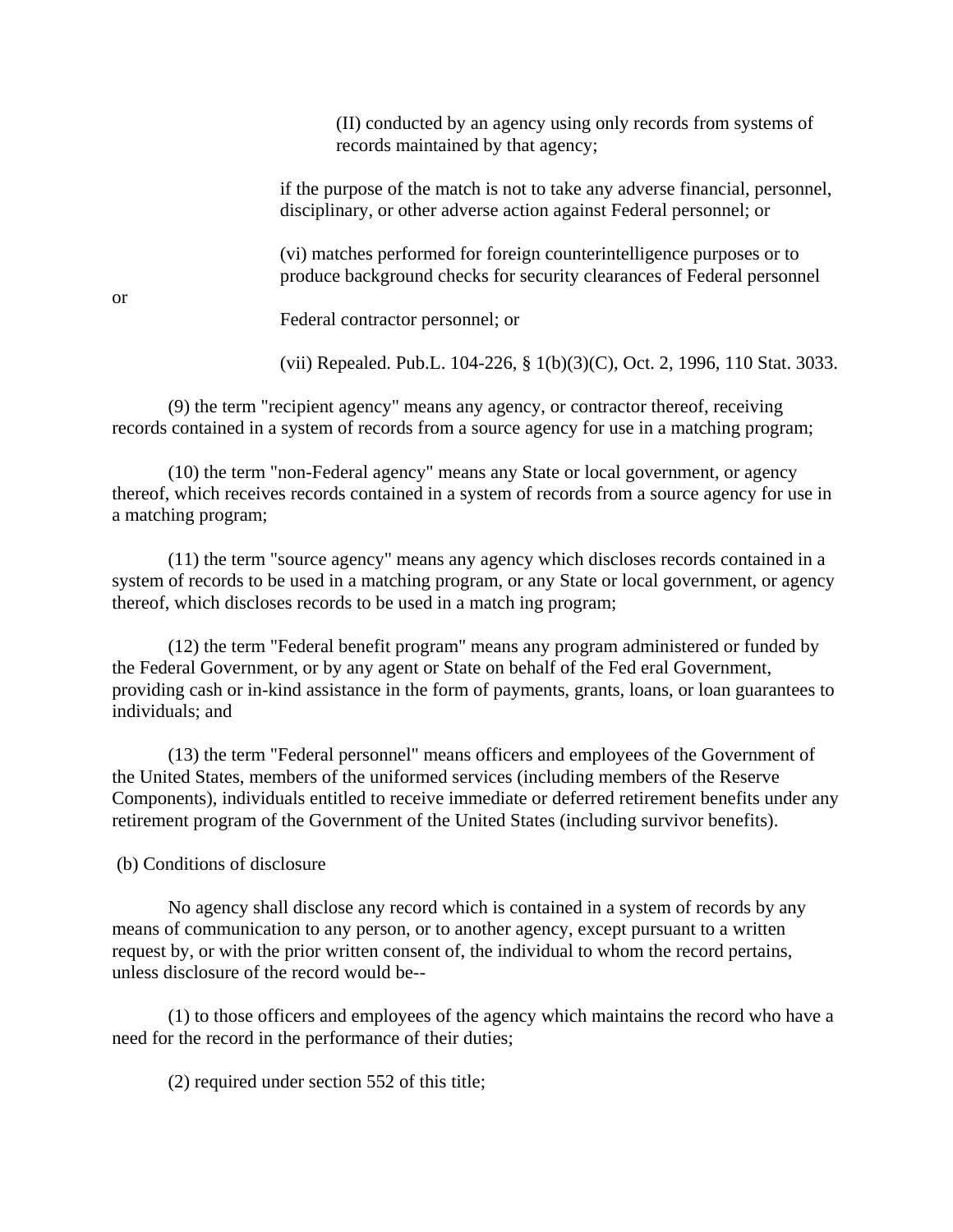(II) conducted by an agency using only records from systems of records maintained by that agency;

if the purpose of the match is not to take any adverse financial, personnel, disciplinary, or other adverse action against Federal personnel; or

(vi) matches performed for foreign counterintelligence purposes or to produce background checks for security clearances of Federal personnel or Federal contractor personnel; or

(vii) Repealed. Pub.L. 104-226, § 1(b)(3)(C), Oct. 2, 1996, 110 Stat. 3033.

(9) the term "recipient agency" means any agency, or contractor thereof, receiving records contained in a system of records from a source agency for use in a matching program;

(10) the term "non-Federal agency" means any State or local government, or agency thereof, which receives records contained in a system of records from a source agency for use in a matching program;

(11) the term "source agency" means any agency which discloses records contained in a system of records to be used in a matching program, or any State or local government, or agency thereof, which discloses records to be used in a match ing program;

(12) the term "Federal benefit program" means any program administered or funded by the Federal Government, or by any agent or State on behalf of the Fed eral Government, providing cash or in-kind assistance in the form of payments, grants, loans, or loan guarantees to individuals; and

(13) the term "Federal personnel" means officers and employees of the Government of the United States, members of the uniformed services (including members of the Reserve Components), individuals entitled to receive immediate or deferred retirement benefits under any retirement program of the Government of the United States (including survivor benefits).

(b) Conditions of disclosure

No agency shall disclose any record which is contained in a system of records by any means of communication to any person, or to another agency, except pursuant to a written request by, or with the prior written consent of, the individual to whom the record pertains, unless disclosure of the record would be--

(1) to those officers and employees of the agency which maintains the record who have a need for the record in the performance of their duties;

(2) required under section 552 of this title;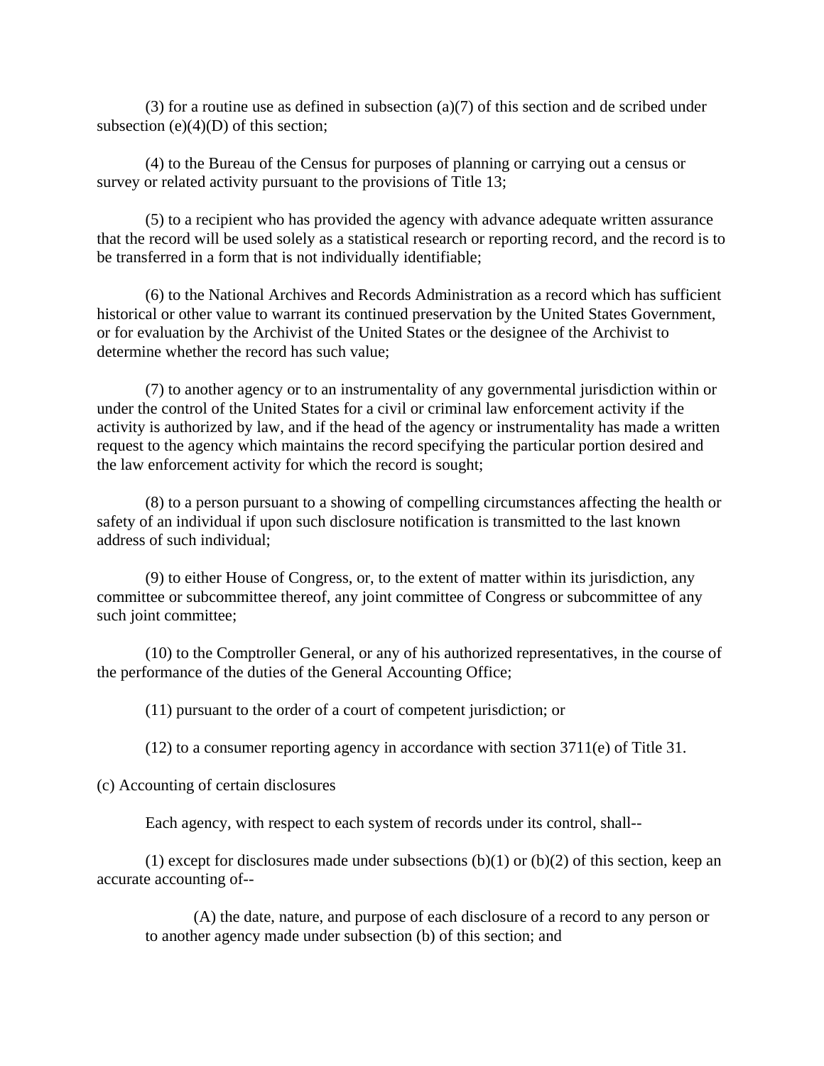(3) for a routine use as defined in subsection (a)(7) of this section and de scribed under subsection (e)(4)(D) of this section;

(4) to the Bureau of the Census for purposes of planning or carrying out a census or survey or related activity pursuant to the provisions of Title 13;

(5) to a recipient who has provided the agency with advance adequate written assurance that the record will be used solely as a statistical research or reporting record, and the record is to be transferred in a form that is not individually identifiable;

(6) to the National Archives and Records Administration as a record which has sufficient historical or other value to warrant its continued preservation by the United States Government, or for evaluation by the Archivist of the United States or the designee of the Archivist to determine whether the record has such value;

(7) to another agency or to an instrumentality of any governmental jurisdiction within or under the control of the United States for a civil or criminal law enforcement activity if the activity is authorized by law, and if the head of the agency or instrumentality has made a written request to the agency which maintains the record specifying the particular portion desired and the law enforcement activity for which the record is sought;

(8) to a person pursuant to a showing of compelling circumstances affecting the health or safety of an individual if upon such disclosure notification is transmitted to the last known address of such individual;

(9) to either House of Congress, or, to the extent of matter within its jurisdiction, any committee or subcommittee thereof, any joint committee of Congress or subcommittee of any such joint committee;

(10) to the Comptroller General, or any of his authorized representatives, in the course of the performance of the duties of the General Accounting Office;

(11) pursuant to the order of a court of competent jurisdiction; or

(12) to a consumer reporting agency in accordance with section 3711(e) of Title 31.

(c) Accounting of certain disclosures

Each agency, with respect to each system of records under its control, shall--

(1) except for disclosures made under subsections (b)(1) or (b)(2) of this section, keep an accurate accounting of--

(A) the date, nature, and purpose of each disclosure of a record to any person or to another agency made under subsection (b) of this section; and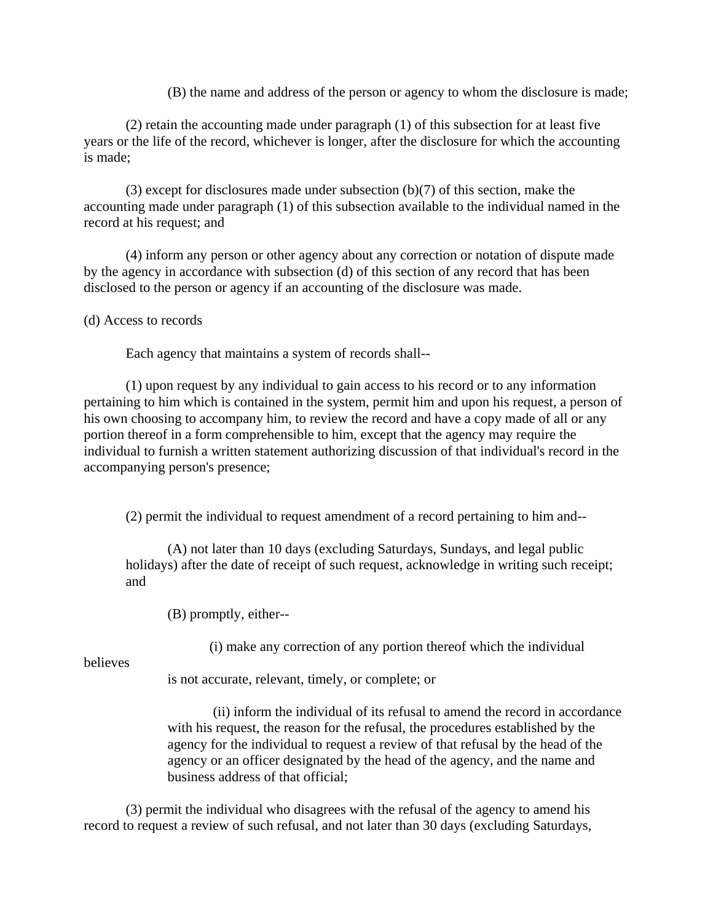(B) the name and address of the person or agency to whom the disclosure is made;

(2) retain the accounting made under paragraph (1) of this subsection for at least five years or the life of the record, whichever is longer, after the disclosure for which the accounting is made;

(3) except for disclosures made under subsection (b)(7) of this section, make the accounting made under paragraph (1) of this subsection available to the individual named in the record at his request; and

(4) inform any person or other agency about any correction or notation of dispute made by the agency in accordance with subsection (d) of this section of any record that has been disclosed to the person or agency if an accounting of the disclosure was made.

(d) Access to records

Each agency that maintains a system of records shall--

(1) upon request by any individual to gain access to his record or to any information pertaining to him which is contained in the system, permit him and upon his request, a person of his own choosing to accompany him, to review the record and have a copy made of all or any portion thereof in a form comprehensible to him, except that the agency may require the individual to furnish a written statement authorizing discussion of that individual's record in the accompanying person's presence;

(2) permit the individual to request amendment of a record pertaining to him and--

(A) not later than 10 days (excluding Saturdays, Sundays, and legal public holidays) after the date of receipt of such request, acknowledge in writing such receipt; and

(B) promptly, either--

(i) make any correction of any portion thereof which the individual believes is not accurate, relevant, timely, or complete; or

(ii) inform the individual of its refusal to amend the record in accordance with his request, the reason for the refusal, the procedures established by the agency for the individual to request a review of that refusal by the head of the agency or an officer designated by the head of the agency, and the name and business address of that official;

(3) permit the individual who disagrees with the refusal of the agency to amend his record to request a review of such refusal, and not later than 30 days (excluding Saturdays,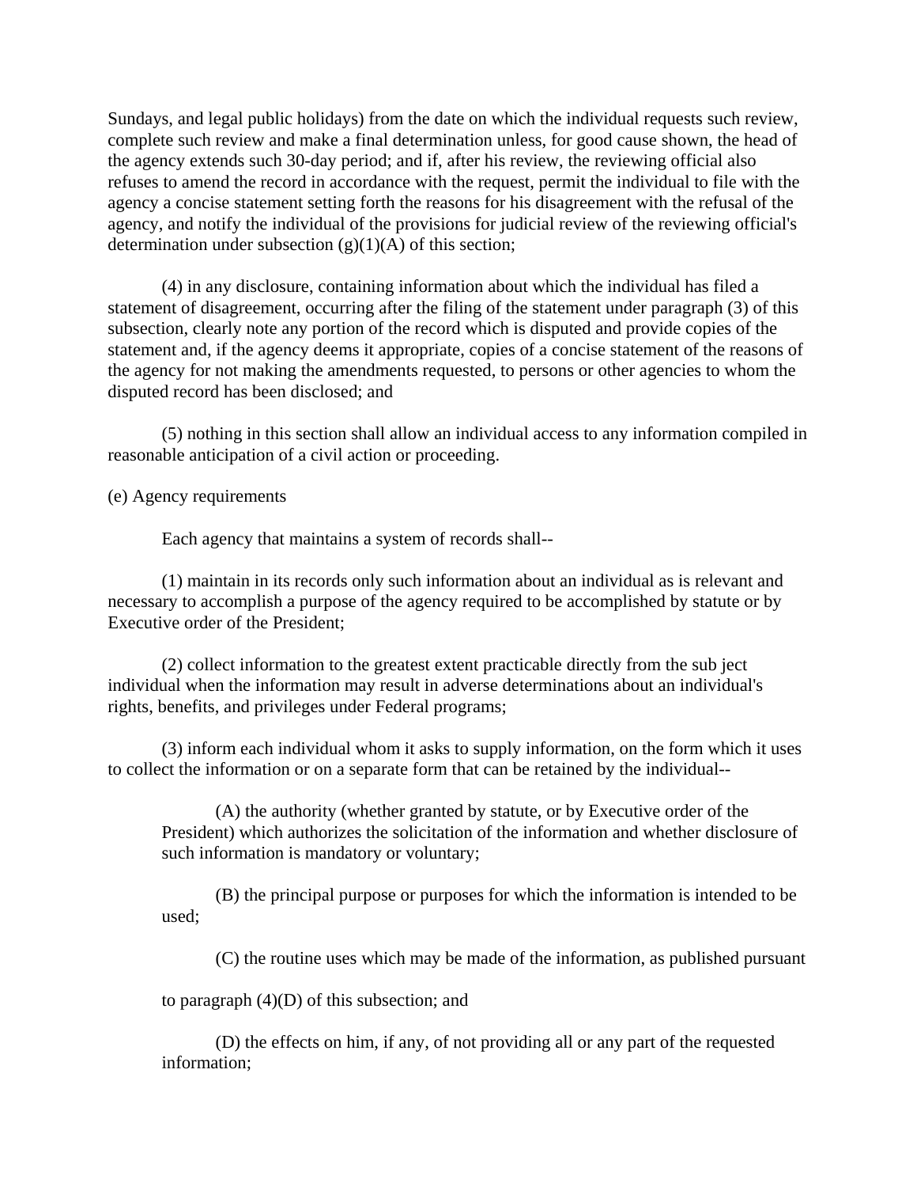Sundays, and legal public holidays) from the date on which the individual requests such review, complete such review and make a final determination unless, for good cause shown, the head of the agency extends such 30-day period; and if, after his review, the reviewing official also refuses to amend the record in accordance with the request, permit the individual to file with the agency a concise statement setting forth the reasons for his disagreement with the refusal of the agency, and notify the individual of the provisions for judicial review of the reviewing official's determination under subsection (g)(1)(A) of this section;

(4) in any disclosure, containing information about which the individual has filed a statement of disagreement, occurring after the filing of the statement under paragraph (3) of this subsection, clearly note any portion of the record which is disputed and provide copies of the statement and, if the agency deems it appropriate, copies of a concise statement of the reasons of the agency for not making the amendments requested, to persons or other agencies to whom the disputed record has been disclosed; and

(5) nothing in this section shall allow an individual access to any information compiled in reasonable anticipation of a civil action or proceeding.

(e) Agency requirements

Each agency that maintains a system of records shall--

(1) maintain in its records only such information about an individual as is relevant and necessary to accomplish a purpose of the agency required to be accomplished by statute or by Executive order of the President;

(2) collect information to the greatest extent practicable directly from the sub ject individual when the information may result in adverse determinations about an individual's rights, benefits, and privileges under Federal programs;

(3) inform each individual whom it asks to supply information, on the form which it uses to collect the information or on a separate form that can be retained by the individual--

(A) the authority (whether granted by statute, or by Executive order of the President) which authorizes the solicitation of the information and whether disclosure of such information is mandatory or voluntary;

(B) the principal purpose or purposes for which the information is intended to be used;

(C) the routine uses which may be made of the information, as published pursuant to paragraph (4)(D) of this subsection; and

(D) the effects on him, if any, of not providing all or any part of the requested information;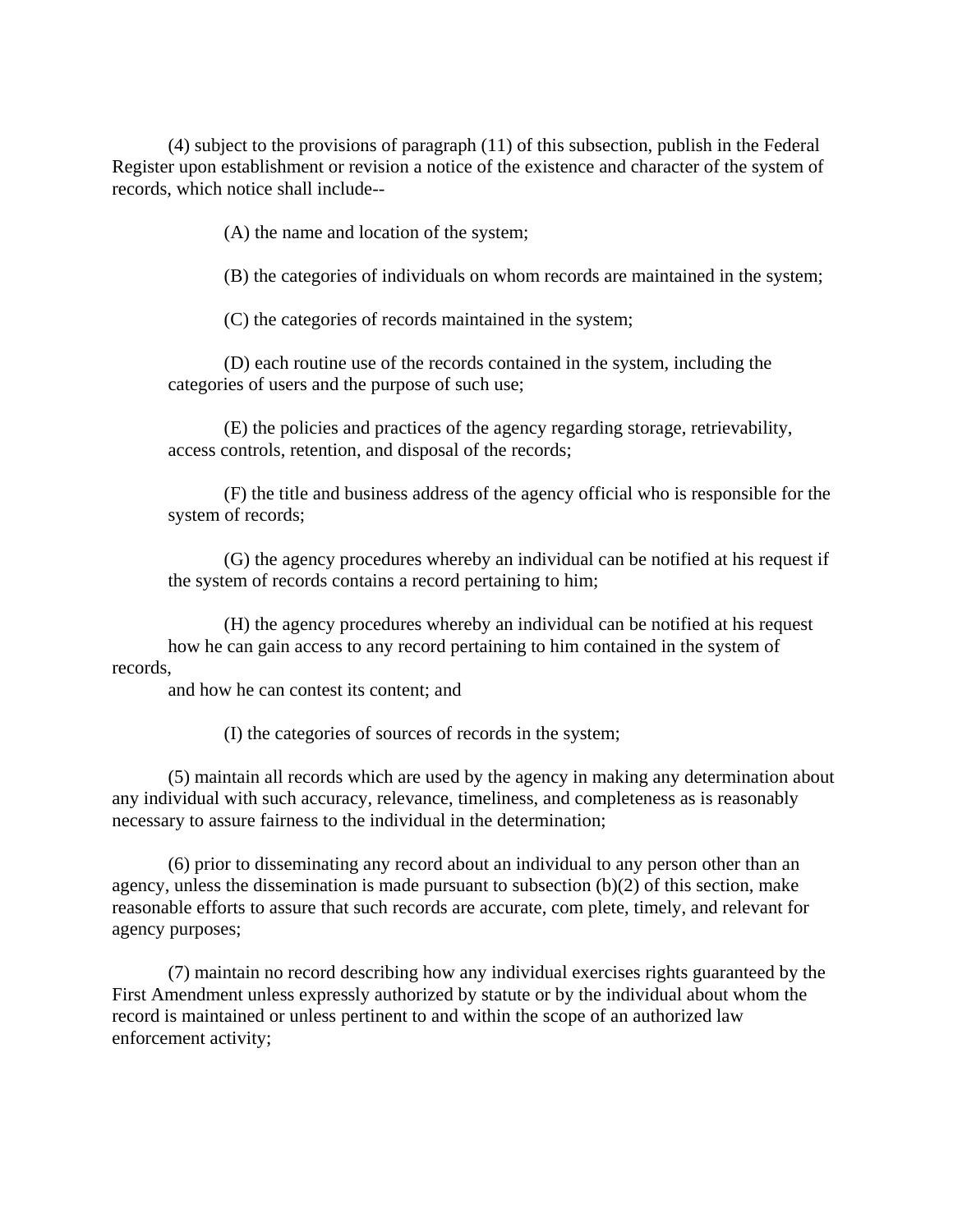(4) subject to the provisions of paragraph (11) of this subsection, publish in the Federal Register upon establishment or revision a notice of the existence and character of the system of records, which notice shall include--

(A) the name and location of the system;

(B) the categories of individuals on whom records are maintained in the system;

(C) the categories of records maintained in the system;

(D) each routine use of the records contained in the system, including the categories of users and the purpose of such use;

(E) the policies and practices of the agency regarding storage, retrievability, access controls, retention, and disposal of the records;

(F) the title and business address of the agency official who is responsible for the system of records;

(G) the agency procedures whereby an individual can be notified at his request if the system of records contains a record pertaining to him;

(H) the agency procedures whereby an individual can be notified at his request how he can gain access to any record pertaining to him contained in the system of records,
and how he can contest its content; and

(I) the categories of sources of records in the system;

(5) maintain all records which are used by the agency in making any determination about any individual with such accuracy, relevance, timeliness, and completeness as is reasonably necessary to assure fairness to the individual in the determination;

(6) prior to disseminating any record about an individual to any person other than an agency, unless the dissemination is made pursuant to subsection (b)(2) of this section, make reasonable efforts to assure that such records are accurate, com plete, timely, and relevant for agency purposes;

(7) maintain no record describing how any individual exercises rights guaranteed by the First Amendment unless expressly authorized by statute or by the individual about whom the record is maintained or unless pertinent to and within the scope of an authorized law enforcement activity;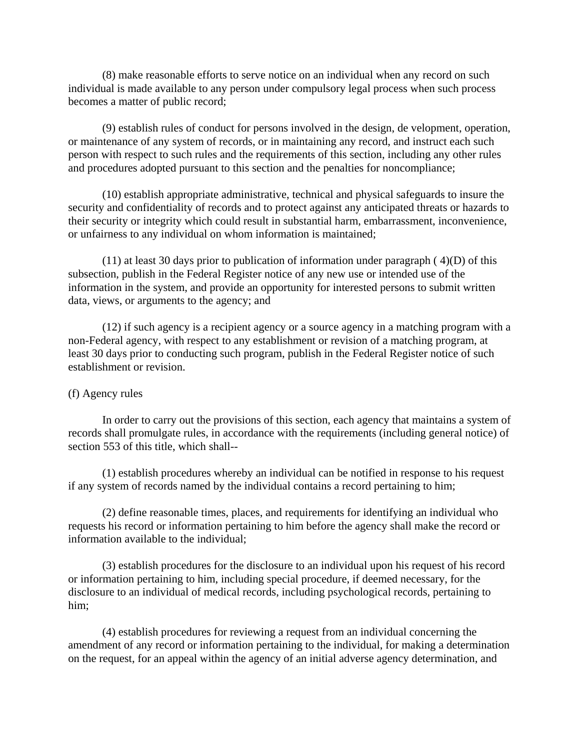(8) make reasonable efforts to serve notice on an individual when any record on such individual is made available to any person under compulsory legal process when such process becomes a matter of public record;

(9) establish rules of conduct for persons involved in the design, de velopment, operation, or maintenance of any system of records, or in maintaining any record, and instruct each such person with respect to such rules and the requirements of this section, including any other rules and procedures adopted pursuant to this section and the penalties for noncompliance;

(10) establish appropriate administrative, technical and physical safeguards to insure the security and confidentiality of records and to protect against any anticipated threats or hazards to their security or integrity which could result in substantial harm, embarrassment, inconvenience, or unfairness to any individual on whom information is maintained;

(11) at least 30 days prior to publication of information under paragraph ( 4)(D) of this subsection, publish in the Federal Register notice of any new use or intended use of the information in the system, and provide an opportunity for interested persons to submit written data, views, or arguments to the agency; and

(12) if such agency is a recipient agency or a source agency in a matching program with a non-Federal agency, with respect to any establishment or revision of a matching program, at least 30 days prior to conducting such program, publish in the Federal Register notice of such establishment or revision.

(f) Agency rules

In order to carry out the provisions of this section, each agency that maintains a system of records shall promulgate rules, in accordance with the requirements (including general notice) of section 553 of this title, which shall--

(1) establish procedures whereby an individual can be notified in response to his request if any system of records named by the individual contains a record pertaining to him;

(2) define reasonable times, places, and requirements for identifying an individual who requests his record or information pertaining to him before the agency shall make the record or information available to the individual;

(3) establish procedures for the disclosure to an individual upon his request of his record or information pertaining to him, including special procedure, if deemed necessary, for the disclosure to an individual of medical records, including psychological records, pertaining to him;

(4) establish procedures for reviewing a request from an individual concerning the amendment of any record or information pertaining to the individual, for making a determination on the request, for an appeal within the agency of an initial adverse agency determination, and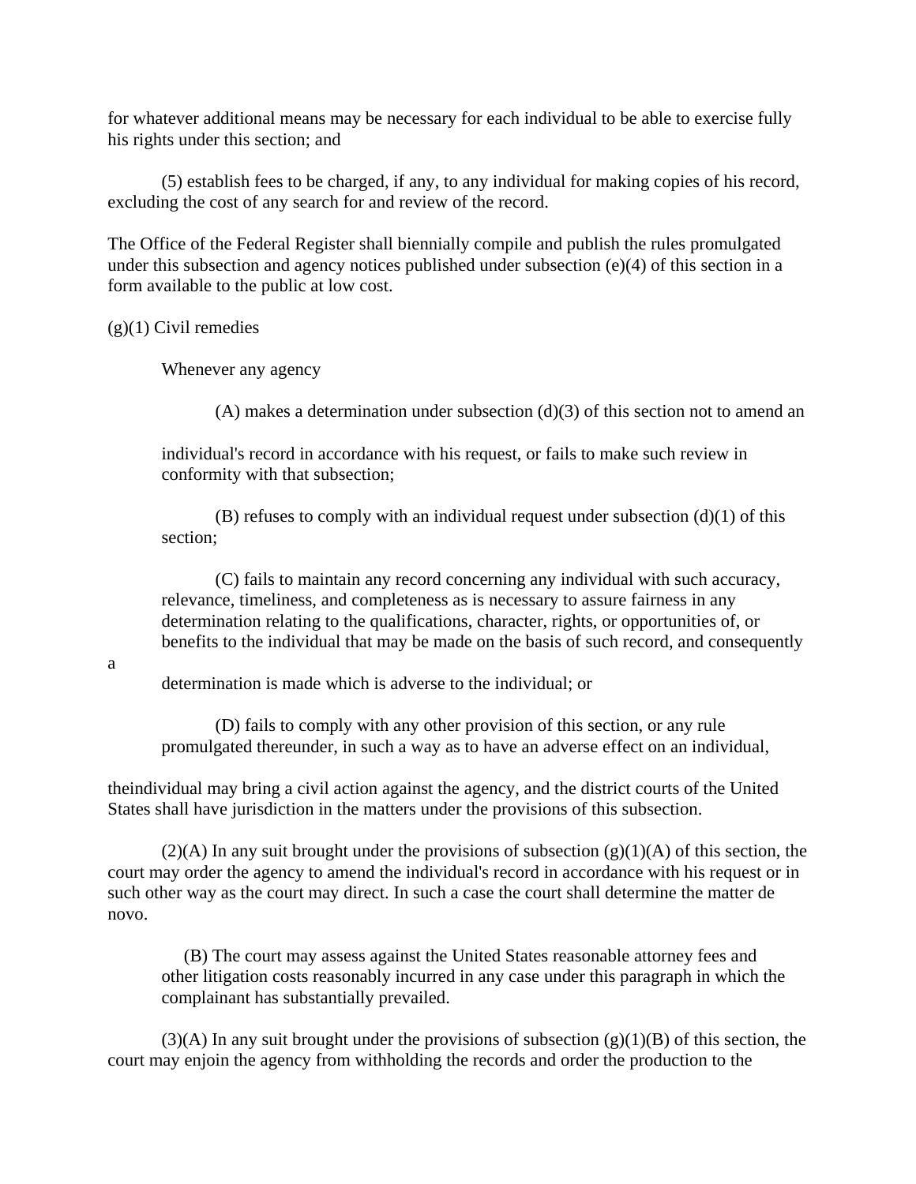for whatever additional means may be necessary for each individual to be able to exercise fully his rights under this section; and

(5) establish fees to be charged, if any, to any individual for making copies of his record, excluding the cost of any search for and review of the record.

The Office of the Federal Register shall biennially compile and publish the rules promulgated under this subsection and agency notices published under subsection (e)(4) of this section in a form available to the public at low cost.

(g)(1) Civil remedies

Whenever any agency

(A) makes a determination under subsection (d)(3) of this section not to amend an individual's record in accordance with his request, or fails to make such review in conformity with that subsection;

(B) refuses to comply with an individual request under subsection (d)(1) of this section;

(C) fails to maintain any record concerning any individual with such accuracy, relevance, timeliness, and completeness as is necessary to assure fairness in any determination relating to the qualifications, character, rights, or opportunities of, or benefits to the individual that may be made on the basis of such record, and consequently a determination is made which is adverse to the individual; or

(D) fails to comply with any other provision of this section, or any rule promulgated thereunder, in such a way as to have an adverse effect on an individual,

theindividual may bring a civil action against the agency, and the district courts of the United States shall have jurisdiction in the matters under the provisions of this subsection.

(2)(A) In any suit brought under the provisions of subsection (g)(1)(A) of this section, the court may order the agency to amend the individual's record in accordance with his request or in such other way as the court may direct. In such a case the court shall determine the matter de novo.

(B) The court may assess against the United States reasonable attorney fees and other litigation costs reasonably incurred in any case under this paragraph in which the complainant has substantially prevailed.

(3)(A) In any suit brought under the provisions of subsection (g)(1)(B) of this section, the court may enjoin the agency from withholding the records and order the production to the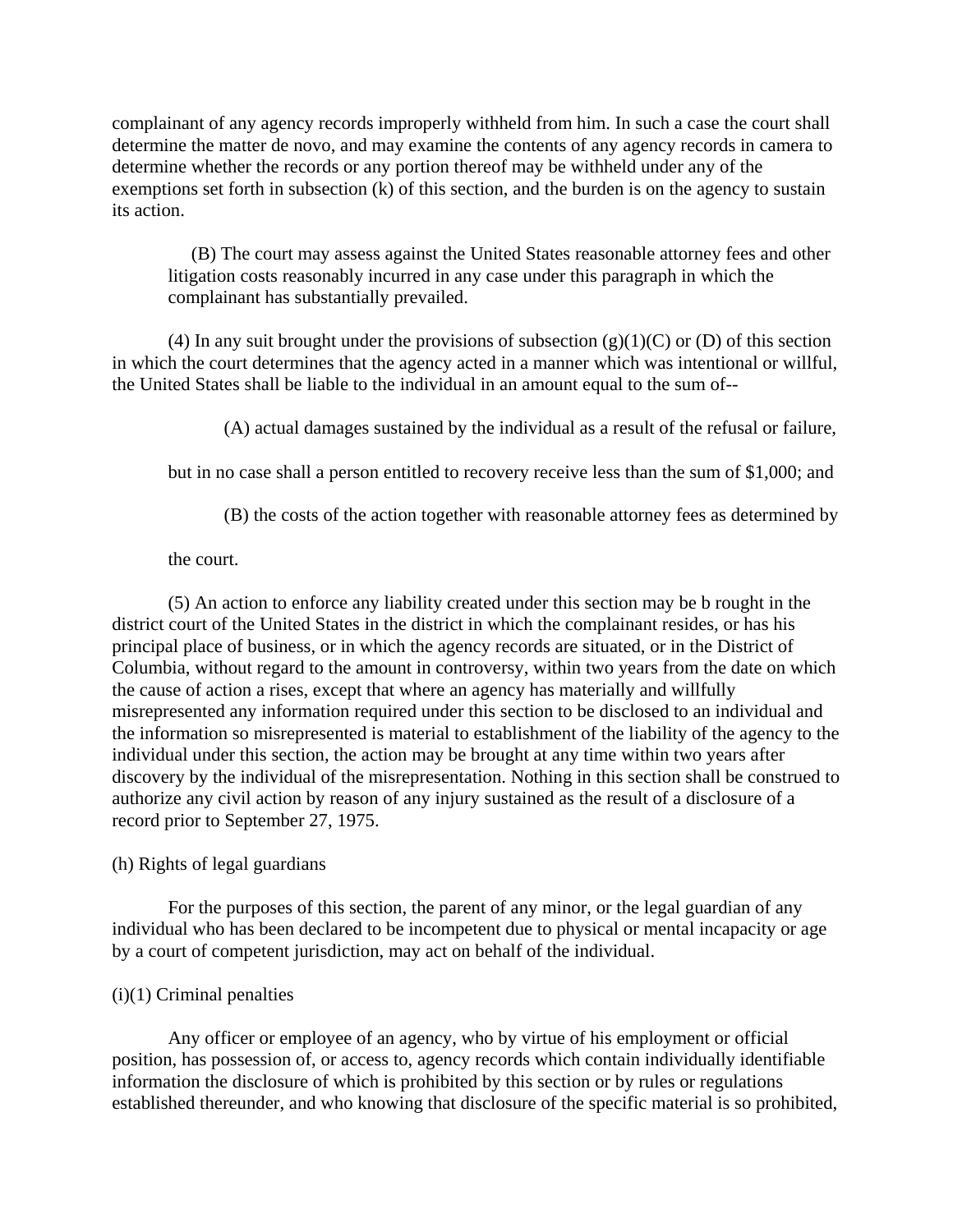complainant of any agency records improperly withheld from him. In such a case the court shall determine the matter de novo, and may examine the contents of any agency records in camera to determine whether the records or any portion thereof may be withheld under any of the exemptions set forth in subsection (k) of this section, and the burden is on the agency to sustain its action.

(B) The court may assess against the United States reasonable attorney fees and other litigation costs reasonably incurred in any case under this paragraph in which the complainant has substantially prevailed.

(4) In any suit brought under the provisions of subsection (g)(1)(C) or (D) of this section in which the court determines that the agency acted in a manner which was intentional or willful, the United States shall be liable to the individual in an amount equal to the sum of--

(A) actual damages sustained by the individual as a result of the refusal or failure,

but in no case shall a person entitled to recovery receive less than the sum of $1,000; and

(B) the costs of the action together with reasonable attorney fees as determined by

the court.

(5) An action to enforce any liability created under this section may be b rought in the district court of the United States in the district in which the complainant resides, or has his principal place of business, or in which the agency records are situated, or in the District of Columbia, without regard to the amount in controversy, within two years from the date on which the cause of action a rises, except that where an agency has materially and willfully misrepresented any information required under this section to be disclosed to an individual and the information so misrepresented is material to establishment of the liability of the agency to the individual under this section, the action may be brought at any time within two years after discovery by the individual of the misrepresentation. Nothing in this section shall be construed to authorize any civil action by reason of any injury sustained as the result of a disclosure of a record prior to September 27, 1975.

(h) Rights of legal guardians

For the purposes of this section, the parent of any minor, or the legal guardian of any individual who has been declared to be incompetent due to physical or mental incapacity or age by a court of competent jurisdiction, may act on behalf of the individual.

(i)(1) Criminal penalties

Any officer or employee of an agency, who by virtue of his employment or official position, has possession of, or access to, agency records which contain individually identifiable information the disclosure of which is prohibited by this section or by rules or regulations established thereunder, and who knowing that disclosure of the specific material is so prohibited,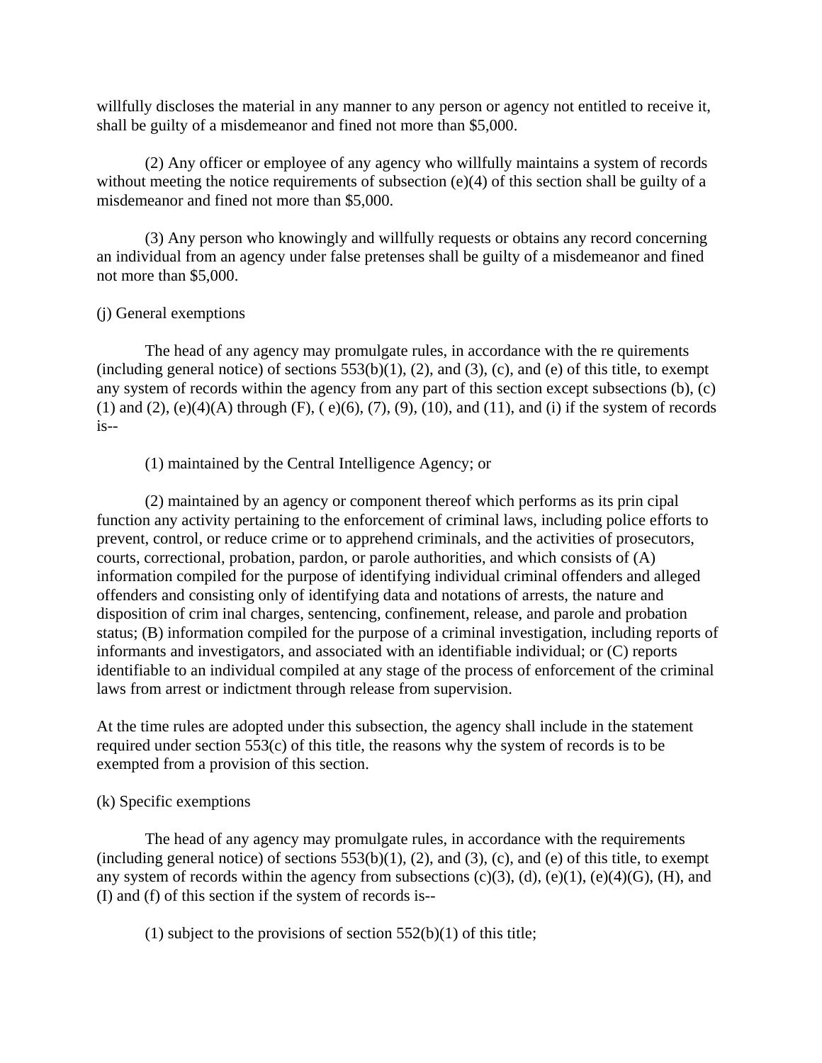willfully discloses the material in any manner to any person or agency not entitled to receive it, shall be guilty of a misdemeanor and fined not more than $5,000.

(2) Any officer or employee of any agency who willfully maintains a system of records without meeting the notice requirements of subsection (e)(4) of this section shall be guilty of a misdemeanor and fined not more than $5,000.

(3) Any person who knowingly and willfully requests or obtains any record concerning an individual from an agency under false pretenses shall be guilty of a misdemeanor and fined not more than $5,000.

(j) General exemptions

The head of any agency may promulgate rules, in accordance with the re quirements (including general notice) of sections 553(b)(1), (2), and (3), (c), and (e) of this title, to exempt any system of records within the agency from any part of this section except subsections (b), (c)(1) and (2), (e)(4)(A) through (F), ( e)(6), (7), (9), (10), and (11), and (i) if the system of records is--

(1) maintained by the Central Intelligence Agency; or

(2) maintained by an agency or component thereof which performs as its prin cipal function any activity pertaining to the enforcement of criminal laws, including police efforts to prevent, control, or reduce crime or to apprehend criminals, and the activities of prosecutors, courts, correctional, probation, pardon, or parole authorities, and which consists of (A) information compiled for the purpose of identifying individual criminal offenders and alleged offenders and consisting only of identifying data and notations of arrests, the nature and disposition of crim inal charges, sentencing, confinement, release, and parole and probation status; (B) information compiled for the purpose of a criminal investigation, including reports of informants and investigators, and associated with an identifiable individual; or (C) reports identifiable to an individual compiled at any stage of the process of enforcement of the criminal laws from arrest or indictment through release from supervision.

At the time rules are adopted under this subsection, the agency shall include in the statement required under section 553(c) of this title, the reasons why the system of records is to be exempted from a provision of this section.

(k) Specific exemptions

The head of any agency may promulgate rules, in accordance with the requirements (including general notice) of sections 553(b)(1), (2), and (3), (c), and (e) of this title, to exempt any system of records within the agency from subsections (c)(3), (d), (e)(1), (e)(4)(G), (H), and (I) and (f) of this section if the system of records is--

(1) subject to the provisions of section 552(b)(1) of this title;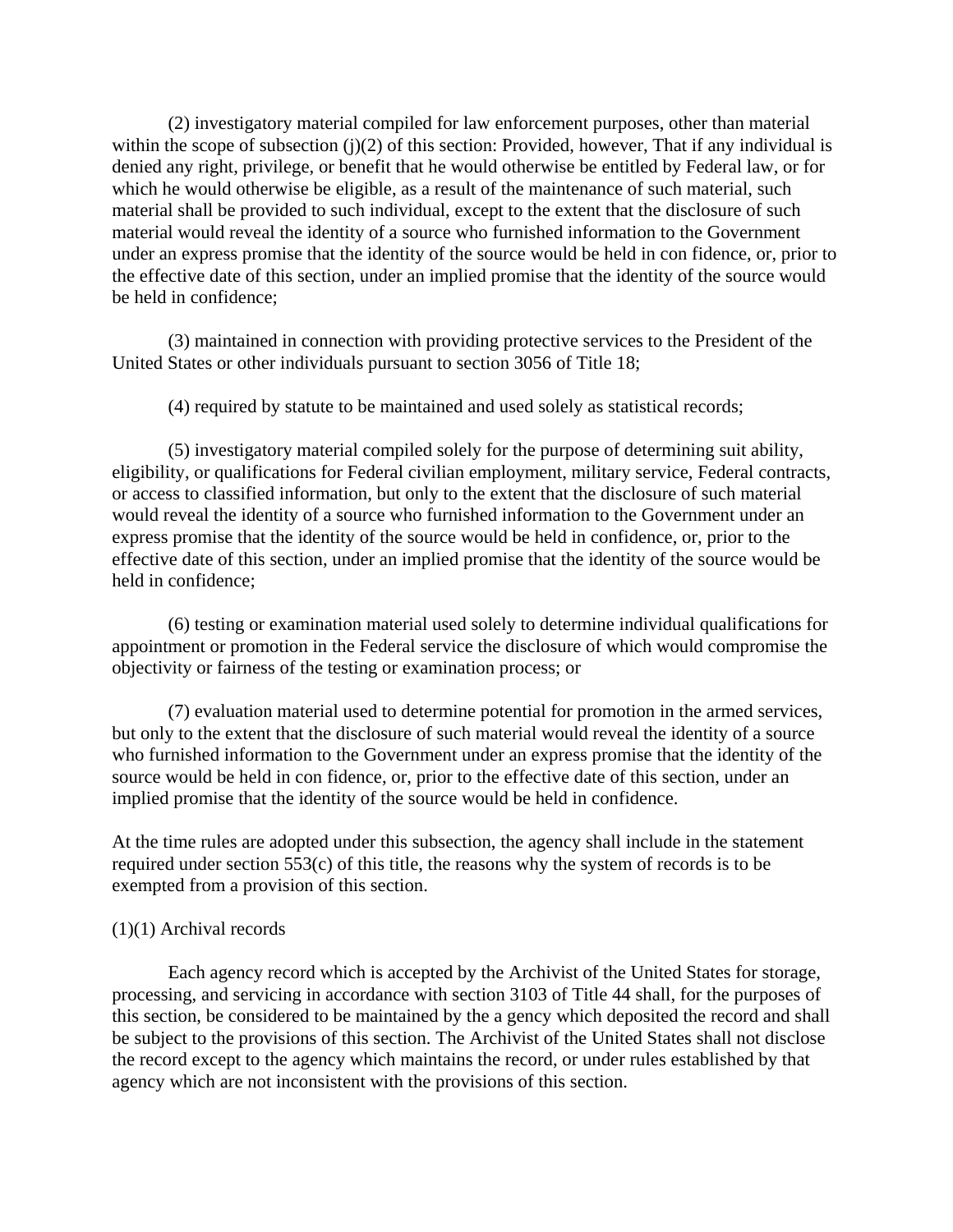(2) investigatory material compiled for law enforcement purposes, other than material within the scope of subsection (j)(2) of this section: Provided, however, That if any individual is denied any right, privilege, or benefit that he would otherwise be entitled by Federal law, or for which he would otherwise be eligible, as a result of the maintenance of such material, such material shall be provided to such individual, except to the extent that the disclosure of such material would reveal the identity of a source who furnished information to the Government under an express promise that the identity of the source would be held in con fidence, or, prior to the effective date of this section, under an implied promise that the identity of the source would be held in confidence;

(3) maintained in connection with providing protective services to the President of the United States or other individuals pursuant to section 3056 of Title 18;

(4) required by statute to be maintained and used solely as statistical records;

(5) investigatory material compiled solely for the purpose of determining suit ability, eligibility, or qualifications for Federal civilian employment, military service, Federal contracts, or access to classified information, but only to the extent that the disclosure of such material would reveal the identity of a source who furnished information to the Government under an express promise that the identity of the source would be held in confidence, or, prior to the effective date of this section, under an implied promise that the identity of the source would be held in confidence;

(6) testing or examination material used solely to determine individual qualifications for appointment or promotion in the Federal service the disclosure of which would compromise the objectivity or fairness of the testing or examination process; or

(7) evaluation material used to determine potential for promotion in the armed services, but only to the extent that the disclosure of such material would reveal the identity of a source who furnished information to the Government under an express promise that the identity of the source would be held in con fidence, or, prior to the effective date of this section, under an implied promise that the identity of the source would be held in confidence.

At the time rules are adopted under this subsection, the agency shall include in the statement required under section 553(c) of this title, the reasons why the system of records is to be exempted from a provision of this section.

(1)(1) Archival records

Each agency record which is accepted by the Archivist of the United States for storage, processing, and servicing in accordance with section 3103 of Title 44 shall, for the purposes of this section, be considered to be maintained by the a gency which deposited the record and shall be subject to the provisions of this section. The Archivist of the United States shall not disclose the record except to the agency which maintains the record, or under rules established by that agency which are not inconsistent with the provisions of this section.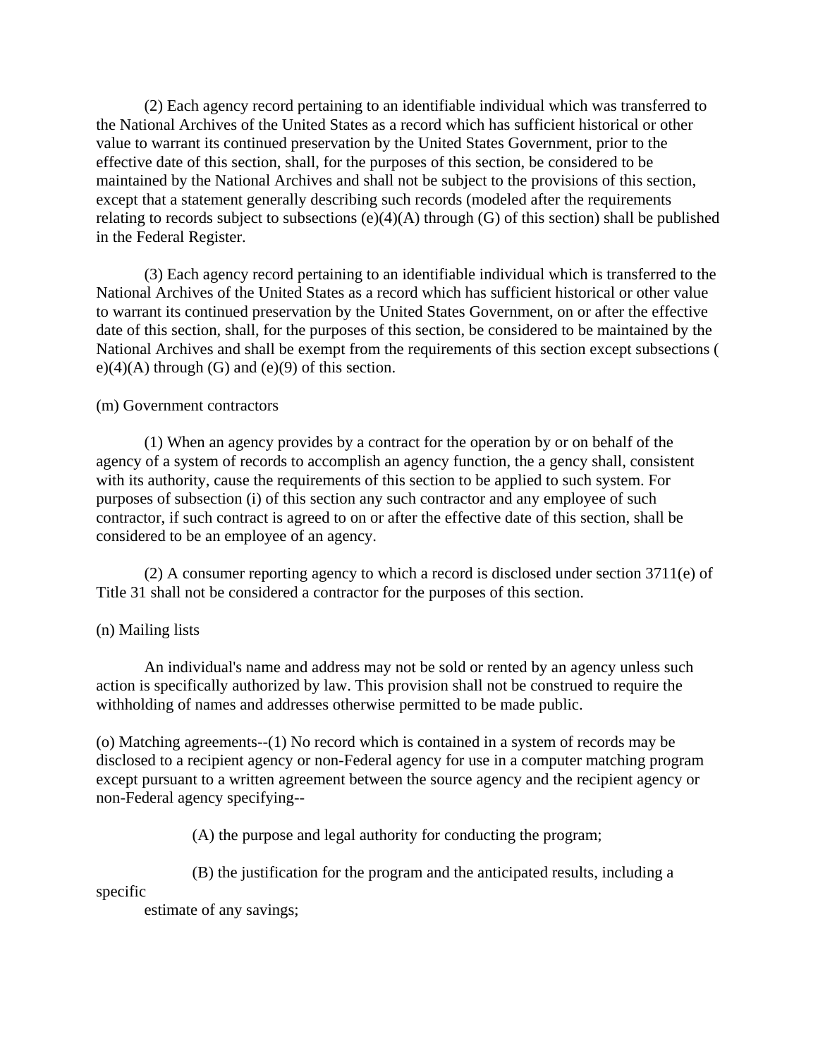(2) Each agency record pertaining to an identifiable individual which was transferred to the National Archives of the United States as a record which has sufficient historical or other value to warrant its continued preservation by the United States Government, prior to the effective date of this section, shall, for the purposes of this section, be considered to be maintained by the National Archives and shall not be subject to the provisions of this section, except that a statement generally describing such records (modeled after the requirements relating to records subject to subsections (e)(4)(A) through (G) of this section) shall be published in the Federal Register.

(3) Each agency record pertaining to an identifiable individual which is transferred to the National Archives of the United States as a record which has sufficient historical or other value to warrant its continued preservation by the United States Government, on or after the effective date of this section, shall, for the purposes of this section, be considered to be maintained by the National Archives and shall be exempt from the requirements of this section except subsections (e)(4)(A) through (G) and (e)(9) of this section.

(m) Government contractors

(1) When an agency provides by a contract for the operation by or on behalf of the agency of a system of records to accomplish an agency function, the a gency shall, consistent with its authority, cause the requirements of this section to be applied to such system. For purposes of subsection (i) of this section any such contractor and any employee of such contractor, if such contract is agreed to on or after the effective date of this section, shall be considered to be an employee of an agency.

(2) A consumer reporting agency to which a record is disclosed under section 3711(e) of Title 31 shall not be considered a contractor for the purposes of this section.

(n) Mailing lists

An individual's name and address may not be sold or rented by an agency unless such action is specifically authorized by law. This provision shall not be construed to require the withholding of names and addresses otherwise permitted to be made public.

(o) Matching agreements--(1) No record which is contained in a system of records may be disclosed to a recipient agency or non-Federal agency for use in a computer matching program except pursuant to a written agreement between the source agency and the recipient agency or non-Federal agency specifying--

(A) the purpose and legal authority for conducting the program;

(B) the justification for the program and the anticipated results, including a specific estimate of any savings;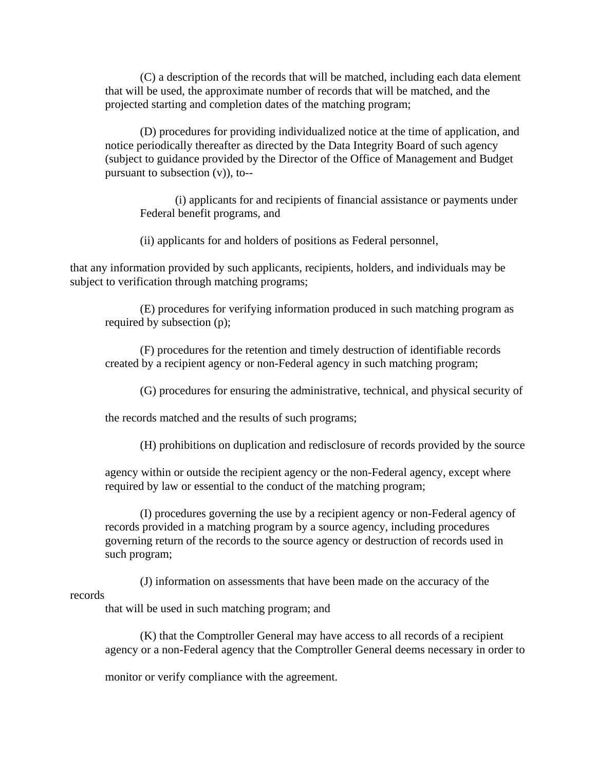(C) a description of the records that will be matched, including each data element that will be used, the approximate number of records that will be matched, and the projected starting and completion dates of the matching program;

(D) procedures for providing individualized notice at the time of application, and notice periodically thereafter as directed by the Data Integrity Board of such agency (subject to guidance provided by the Director of the Office of Management and Budget pursuant to subsection (v)), to--

(i) applicants for and recipients of financial assistance or payments under Federal benefit programs, and

(ii) applicants for and holders of positions as Federal personnel,

that any information provided by such applicants, recipients, holders, and individuals may be subject to verification through matching programs;

(E) procedures for verifying information produced in such matching program as required by subsection (p);

(F) procedures for the retention and timely destruction of identifiable records created by a recipient agency or non-Federal agency in such matching program;

(G) procedures for ensuring the administrative, technical, and physical security of the records matched and the results of such programs;

(H) prohibitions on duplication and redisclosure of records provided by the source agency within or outside the recipient agency or the non-Federal agency, except where required by law or essential to the conduct of the matching program;

(I) procedures governing the use by a recipient agency or non-Federal agency of records provided in a matching program by a source agency, including procedures governing return of the records to the source agency or destruction of records used in such program;

(J) information on assessments that have been made on the accuracy of the records that will be used in such matching program; and

(K) that the Comptroller General may have access to all records of a recipient agency or a non-Federal agency that the Comptroller General deems necessary in order to monitor or verify compliance with the agreement.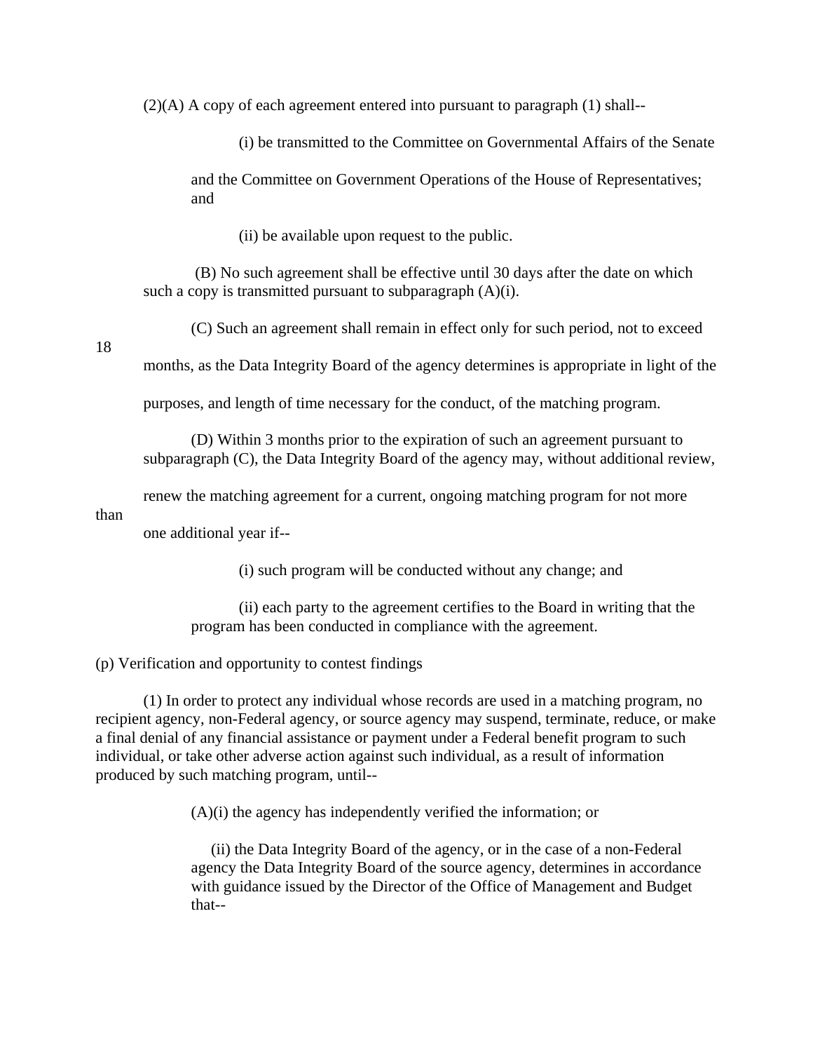(2)(A) A copy of each agreement entered into pursuant to paragraph (1) shall--

(i) be transmitted to the Committee on Governmental Affairs of the Senate and the Committee on Government Operations of the House of Representatives; and

(ii) be available upon request to the public.

(B) No such agreement shall be effective until 30 days after the date on which such a copy is transmitted pursuant to subparagraph (A)(i).

(C) Such an agreement shall remain in effect only for such period, not to exceed 18 months, as the Data Integrity Board of the agency determines is appropriate in light of the purposes, and length of time necessary for the conduct, of the matching program.

(D) Within 3 months prior to the expiration of such an agreement pursuant to subparagraph (C), the Data Integrity Board of the agency may, without additional review, renew the matching agreement for a current, ongoing matching program for not more than one additional year if--

(i) such program will be conducted without any change; and

(ii) each party to the agreement certifies to the Board in writing that the program has been conducted in compliance with the agreement.

(p) Verification and opportunity to contest findings

(1) In order to protect any individual whose records are used in a matching program, no recipient agency, non-Federal agency, or source agency may suspend, terminate, reduce, or make a final denial of any financial assistance or payment under a Federal benefit program to such individual, or take other adverse action against such individual, as a result of information produced by such matching program, until--

(A)(i) the agency has independently verified the information; or

(ii) the Data Integrity Board of the agency, or in the case of a non-Federal agency the Data Integrity Board of the source agency, determines in accordance with guidance issued by the Director of the Office of Management and Budget that--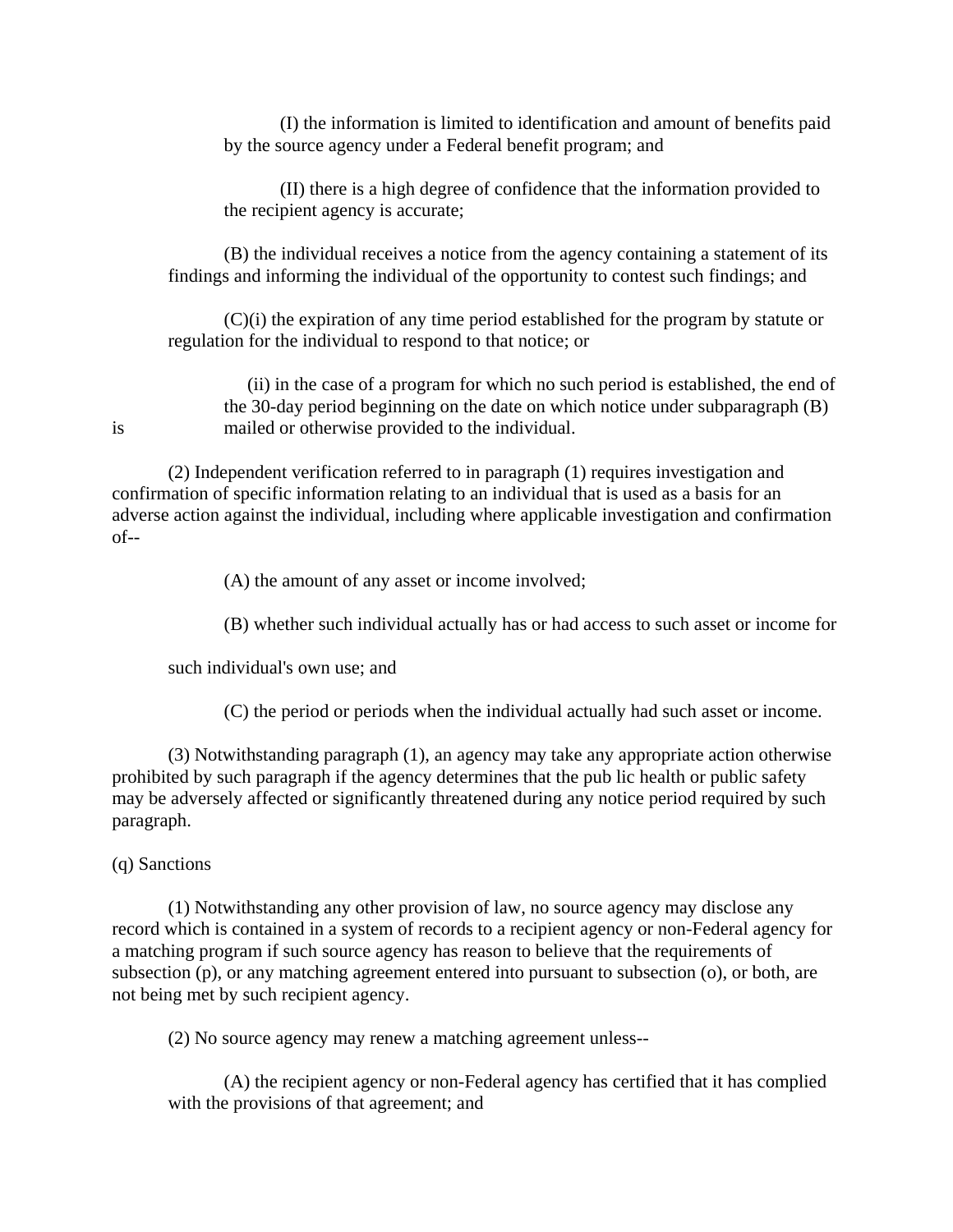(I) the information is limited to identification and amount of benefits paid by the source agency under a Federal benefit program; and

(II) there is a high degree of confidence that the information provided to the recipient agency is accurate;

(B) the individual receives a notice from the agency containing a statement of its findings and informing the individual of the opportunity to contest such findings; and

(C)(i) the expiration of any time period established for the program by statute or regulation for the individual to respond to that notice; or

(ii) in the case of a program for which no such period is established, the end of the 30-day period beginning on the date on which notice under subparagraph (B) is mailed or otherwise provided to the individual.

(2) Independent verification referred to in paragraph (1) requires investigation and confirmation of specific information relating to an individual that is used as a basis for an adverse action against the individual, including where applicable investigation and confirmation of--

(A) the amount of any asset or income involved;

(B) whether such individual actually has or had access to such asset or income for such individual's own use; and

(C) the period or periods when the individual actually had such asset or income.

(3) Notwithstanding paragraph (1), an agency may take any appropriate action otherwise prohibited by such paragraph if the agency determines that the pub lic health or public safety may be adversely affected or significantly threatened during any notice period required by such paragraph.

(q) Sanctions

(1) Notwithstanding any other provision of law, no source agency may disclose any record which is contained in a system of records to a recipient agency or non-Federal agency for a matching program if such source agency has reason to believe that the requirements of subsection (p), or any matching agreement entered into pursuant to subsection (o), or both, are not being met by such recipient agency.

(2) No source agency may renew a matching agreement unless--

(A) the recipient agency or non-Federal agency has certified that it has complied with the provisions of that agreement; and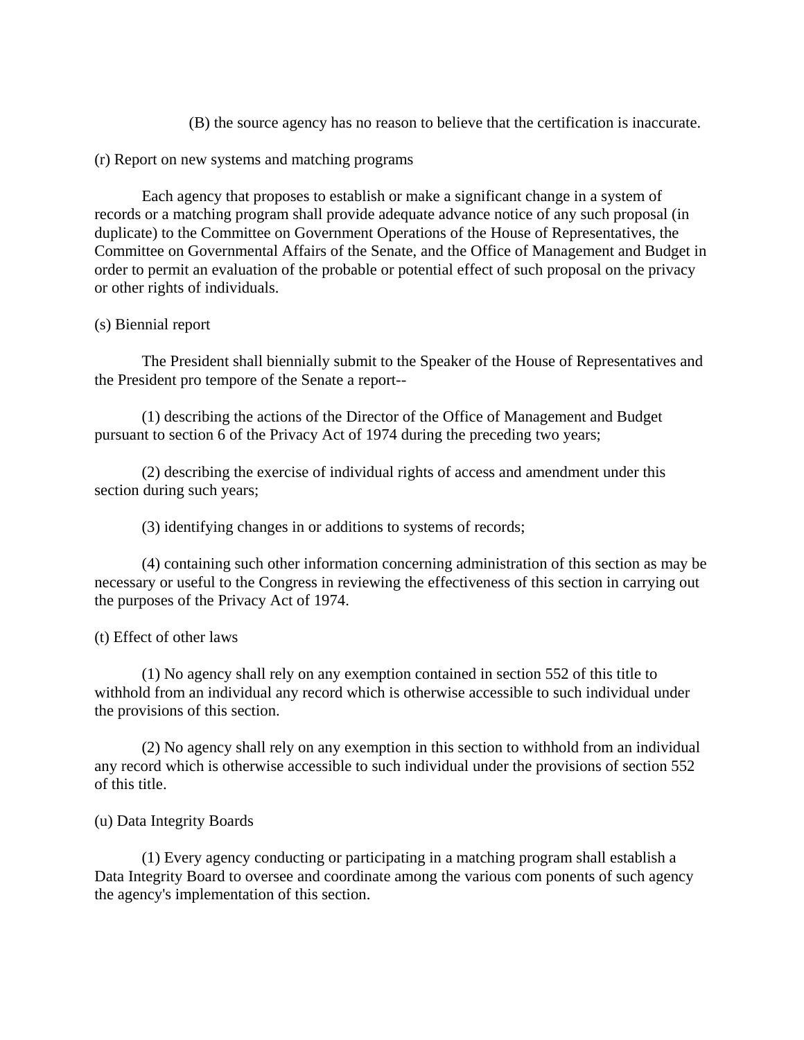(B) the source agency has no reason to believe that the certification is inaccurate.

(r) Report on new systems and matching programs

Each agency that proposes to establish or make a significant change in a system of records or a matching program shall provide adequate advance notice of any such proposal (in duplicate) to the Committee on Government Operations of the House of Representatives, the Committee on Governmental Affairs of the Senate, and the Office of Management and Budget in order to permit an evaluation of the probable or potential effect of such proposal on the privacy or other rights of individuals.

(s) Biennial report

The President shall biennially submit to the Speaker of the House of Representatives and the President pro tempore of the Senate a report--

(1) describing the actions of the Director of the Office of Management and Budget pursuant to section 6 of the Privacy Act of 1974 during the preceding two years;

(2) describing the exercise of individual rights of access and amendment under this section during such years;

(3) identifying changes in or additions to systems of records;

(4) containing such other information concerning administration of this section as may be necessary or useful to the Congress in reviewing the effectiveness of this section in carrying out the purposes of the Privacy Act of 1974.

(t) Effect of other laws

(1) No agency shall rely on any exemption contained in section 552 of this title to withhold from an individual any record which is otherwise accessible to such individual under the provisions of this section.

(2) No agency shall rely on any exemption in this section to withhold from an individual any record which is otherwise accessible to such individual under the provisions of section 552 of this title.

(u) Data Integrity Boards

(1) Every agency conducting or participating in a matching program shall establish a Data Integrity Board to oversee and coordinate among the various com ponents of such agency the agency's implementation of this section.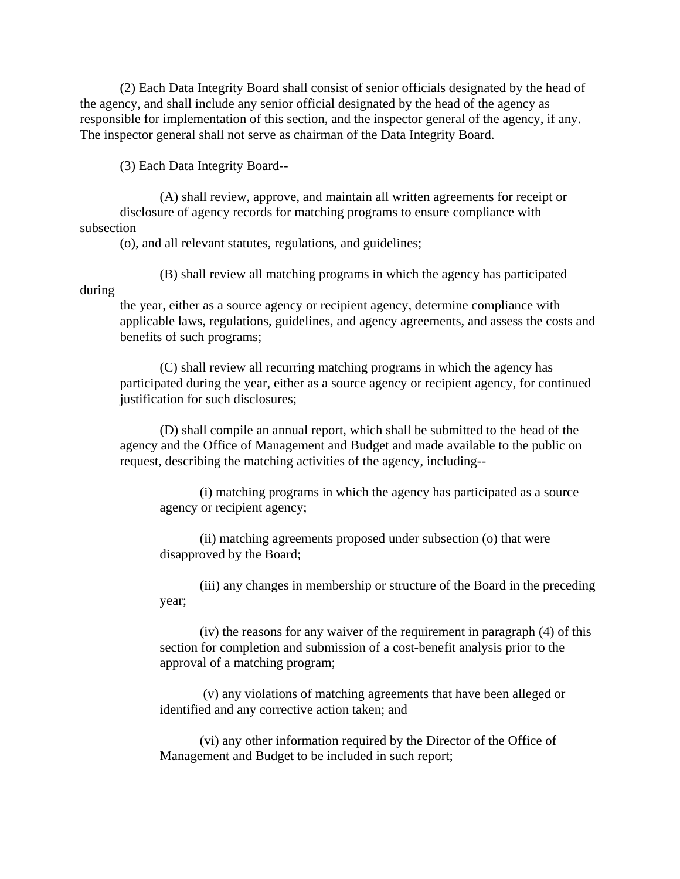(2) Each Data Integrity Board shall consist of senior officials designated by the head of the agency, and shall include any senior official designated by the head of the agency as responsible for implementation of this section, and the inspector general of the agency, if any. The inspector general shall not serve as chairman of the Data Integrity Board.

(3) Each Data Integrity Board--

(A) shall review, approve, and maintain all written agreements for receipt or disclosure of agency records for matching programs to ensure compliance with subsection (o), and all relevant statutes, regulations, and guidelines;

(B) shall review all matching programs in which the agency has participated during the year, either as a source agency or recipient agency, determine compliance with applicable laws, regulations, guidelines, and agency agreements, and assess the costs and benefits of such programs;

(C) shall review all recurring matching programs in which the agency has participated during the year, either as a source agency or recipient agency, for continued justification for such disclosures;

(D) shall compile an annual report, which shall be submitted to the head of the agency and the Office of Management and Budget and made available to the public on request, describing the matching activities of the agency, including--

(i) matching programs in which the agency has participated as a source agency or recipient agency;

(ii) matching agreements proposed under subsection (o) that were disapproved by the Board;

(iii) any changes in membership or structure of the Board in the preceding year;

(iv) the reasons for any waiver of the requirement in paragraph (4) of this section for completion and submission of a cost-benefit analysis prior to the approval of a matching program;

(v) any violations of matching agreements that have been alleged or identified and any corrective action taken; and

(vi) any other information required by the Director of the Office of Management and Budget to be included in such report;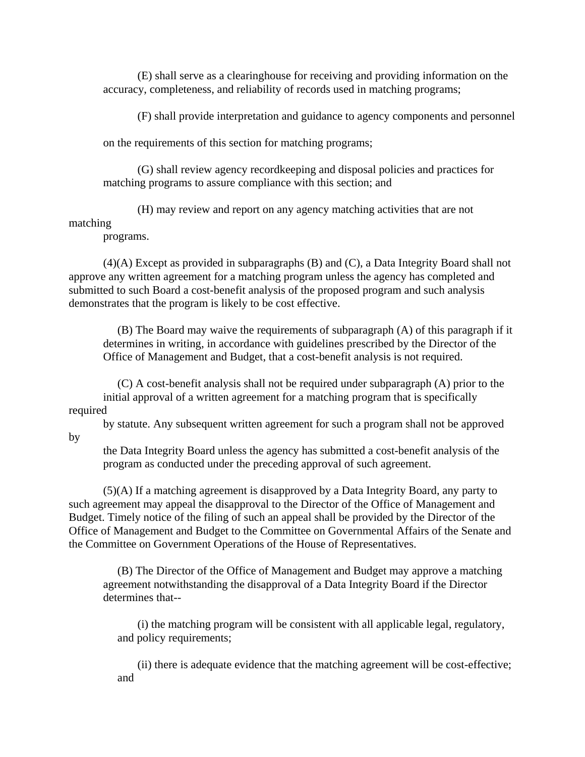(E) shall serve as a clearinghouse for receiving and providing information on the accuracy, completeness, and reliability of records used in matching programs;

(F) shall provide interpretation and guidance to agency components and personnel on the requirements of this section for matching programs;

(G) shall review agency recordkeeping and disposal policies and practices for matching programs to assure compliance with this section; and

(H) may review and report on any agency matching activities that are not matching programs.

(4)(A) Except as provided in subparagraphs (B) and (C), a Data Integrity Board shall not approve any written agreement for a matching program unless the agency has completed and submitted to such Board a cost-benefit analysis of the proposed program and such analysis demonstrates that the program is likely to be cost effective.

(B) The Board may waive the requirements of subparagraph (A) of this paragraph if it determines in writing, in accordance with guidelines prescribed by the Director of the Office of Management and Budget, that a cost-benefit analysis is not required.

(C) A cost-benefit analysis shall not be required under subparagraph (A) prior to the initial approval of a written agreement for a matching program that is specifically required by statute. Any subsequent written agreement for such a program shall not be approved by the Data Integrity Board unless the agency has submitted a cost-benefit analysis of the program as conducted under the preceding approval of such agreement.

(5)(A) If a matching agreement is disapproved by a Data Integrity Board, any party to such agreement may appeal the disapproval to the Director of the Office of Management and Budget. Timely notice of the filing of such an appeal shall be provided by the Director of the Office of Management and Budget to the Committee on Governmental Affairs of the Senate and the Committee on Government Operations of the House of Representatives.

(B) The Director of the Office of Management and Budget may approve a matching agreement notwithstanding the disapproval of a Data Integrity Board if the Director determines that--

(i) the matching program will be consistent with all applicable legal, regulatory, and policy requirements;

(ii) there is adequate evidence that the matching agreement will be cost-effective; and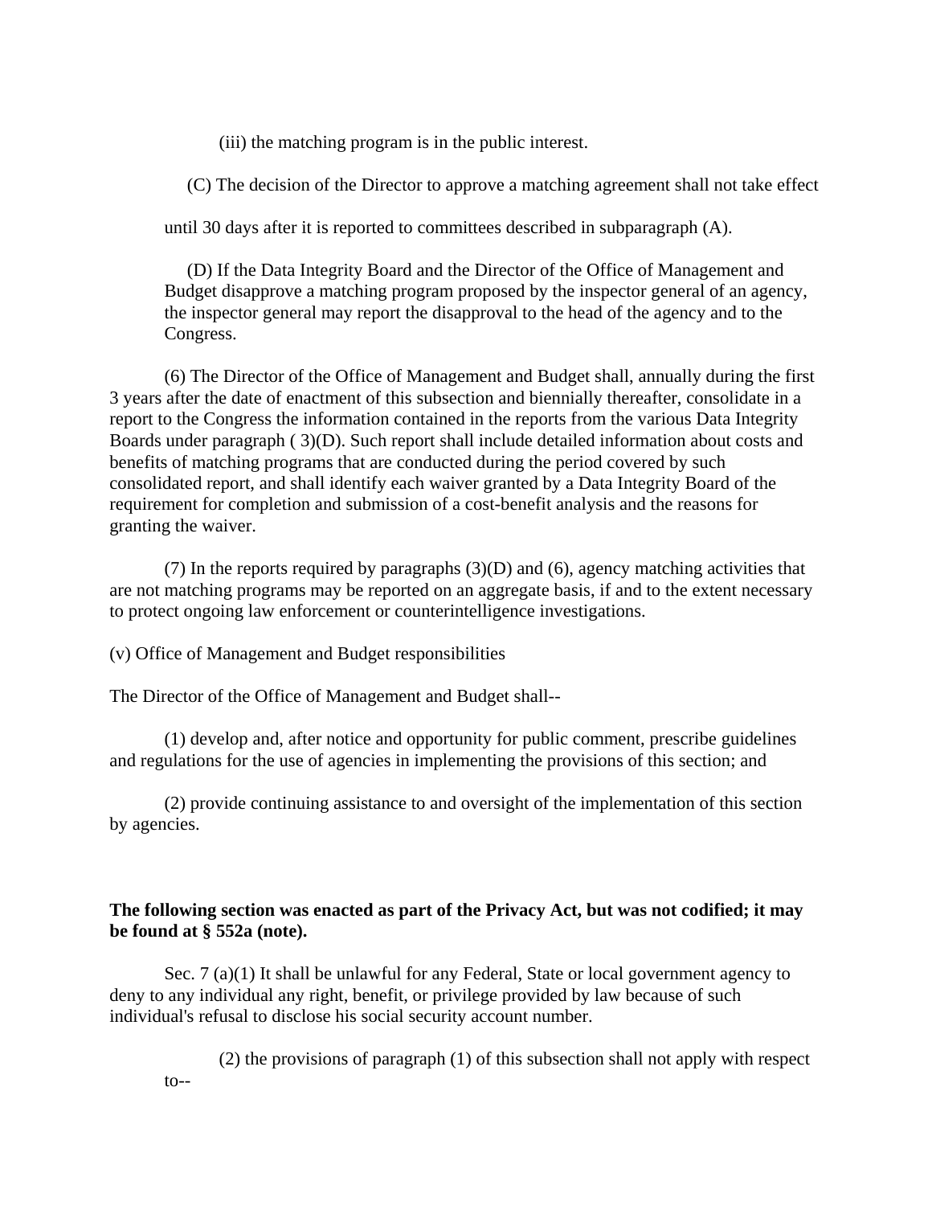(iii) the matching program is in the public interest.

(C) The decision of the Director to approve a matching agreement shall not take effect until 30 days after it is reported to committees described in subparagraph (A).

(D) If the Data Integrity Board and the Director of the Office of Management and Budget disapprove a matching program proposed by the inspector general of an agency, the inspector general may report the disapproval to the head of the agency and to the Congress.

(6) The Director of the Office of Management and Budget shall, annually during the first 3 years after the date of enactment of this subsection and biennially thereafter, consolidate in a report to the Congress the information contained in the reports from the various Data Integrity Boards under paragraph ( 3)(D). Such report shall include detailed information about costs and benefits of matching programs that are conducted during the period covered by such consolidated report, and shall identify each waiver granted by a Data Integrity Board of the requirement for completion and submission of a cost-benefit analysis and the reasons for granting the waiver.

(7) In the reports required by paragraphs (3)(D) and (6), agency matching activities that are not matching programs may be reported on an aggregate basis, if and to the extent necessary to protect ongoing law enforcement or counterintelligence investigations.

(v) Office of Management and Budget responsibilities

The Director of the Office of Management and Budget shall--

(1) develop and, after notice and opportunity for public comment, prescribe guidelines and regulations for the use of agencies in implementing the provisions of this section; and

(2) provide continuing assistance to and oversight of the implementation of this section by agencies.

**The following section was enacted as part of the Privacy Act, but was not codified; it may be found at § 552a (note).**

Sec. 7 (a)(1) It shall be unlawful for any Federal, State or local government agency to deny to any individual any right, benefit, or privilege provided by law because of such individual's refusal to disclose his social security account number.

(2) the provisions of paragraph (1) of this subsection shall not apply with respect to--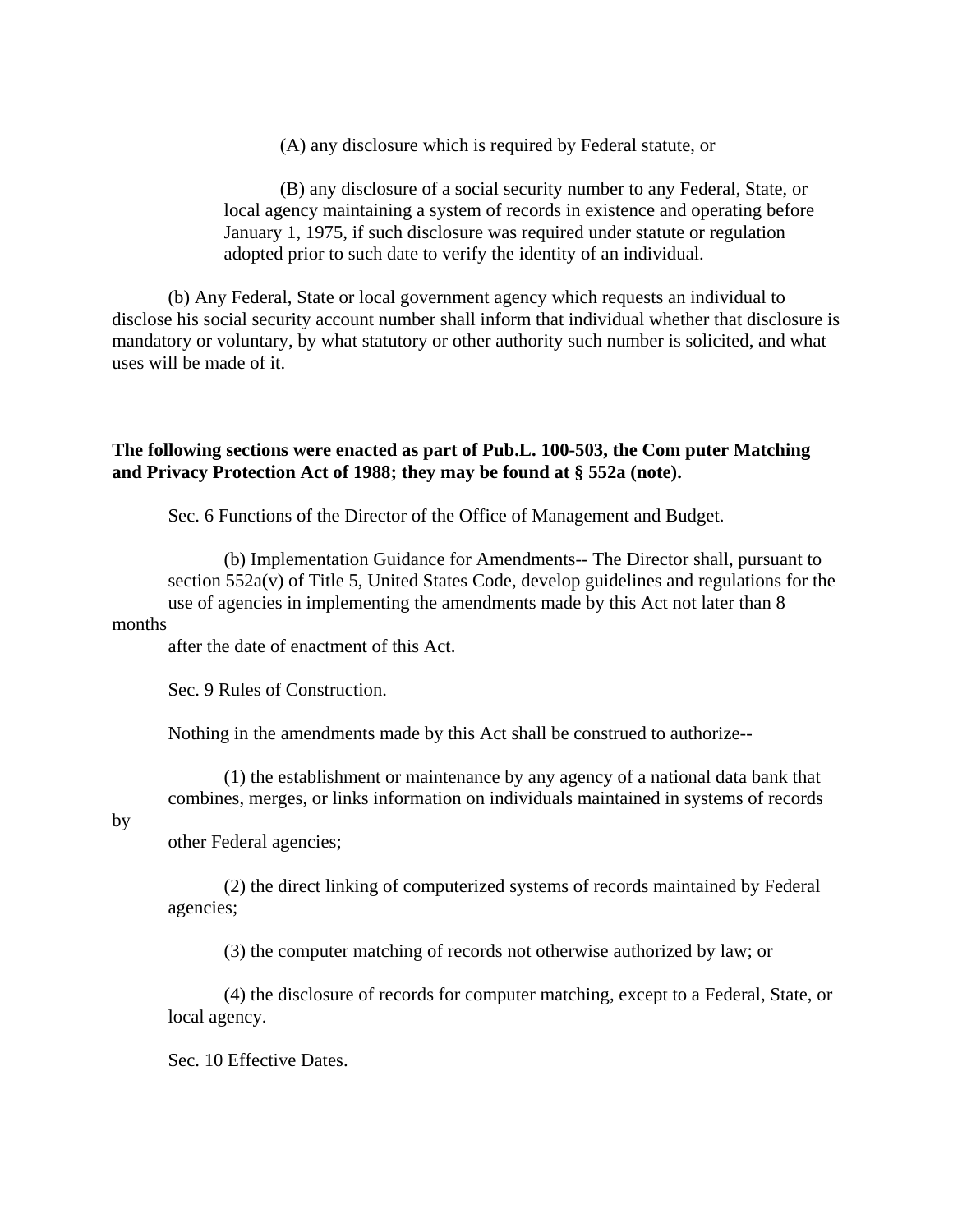(A) any disclosure which is required by Federal statute, or

(B) any disclosure of a social security number to any Federal, State, or local agency maintaining a system of records in existence and operating before January 1, 1975, if such disclosure was required under statute or regulation adopted prior to such date to verify the identity of an individual.

(b) Any Federal, State or local government agency which requests an individual to disclose his social security account number shall inform that individual whether that disclosure is mandatory or voluntary, by what statutory or other authority such number is solicited, and what uses will be made of it.

**The following sections were enacted as part of Pub.L. 100-503, the Com puter Matching and Privacy Protection Act of 1988; they may be found at § 552a (note).**

Sec. 6 Functions of the Director of the Office of Management and Budget.

(b) Implementation Guidance for Amendments-- The Director shall, pursuant to section 552a(v) of Title 5, United States Code, develop guidelines and regulations for the use of agencies in implementing the amendments made by this Act not later than 8 months after the date of enactment of this Act.

Sec. 9 Rules of Construction.

Nothing in the amendments made by this Act shall be construed to authorize--

(1) the establishment or maintenance by any agency of a national data bank that combines, merges, or links information on individuals maintained in systems of records by other Federal agencies;

(2) the direct linking of computerized systems of records maintained by Federal agencies;

(3) the computer matching of records not otherwise authorized by law; or

(4) the disclosure of records for computer matching, except to a Federal, State, or local agency.

Sec. 10 Effective Dates.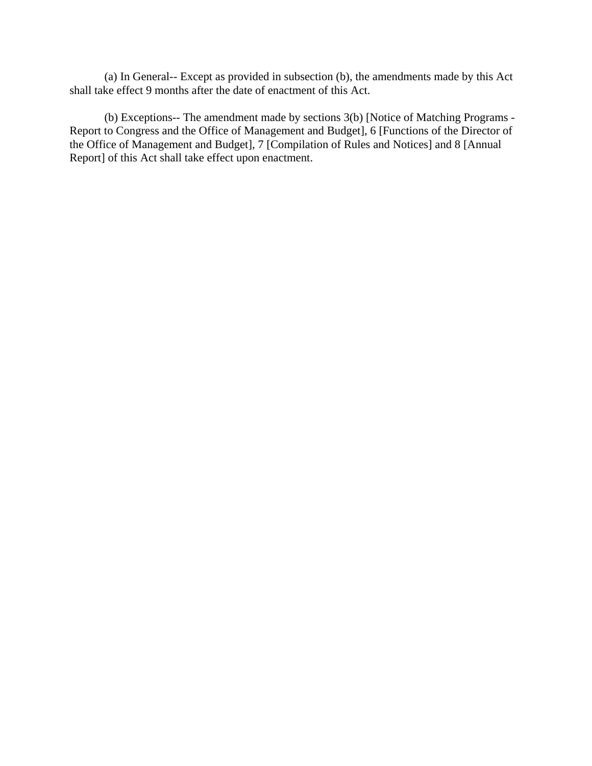(a) In General-- Except as provided in subsection (b), the amendments made by this Act shall take effect 9 months after the date of enactment of this Act.

(b) Exceptions-- The amendment made by sections 3(b) [Notice of Matching Programs - Report to Congress and the Office of Management and Budget], 6 [Functions of the Director of the Office of Management and Budget], 7 [Compilation of Rules and Notices] and 8 [Annual Report] of this Act shall take effect upon enactment.